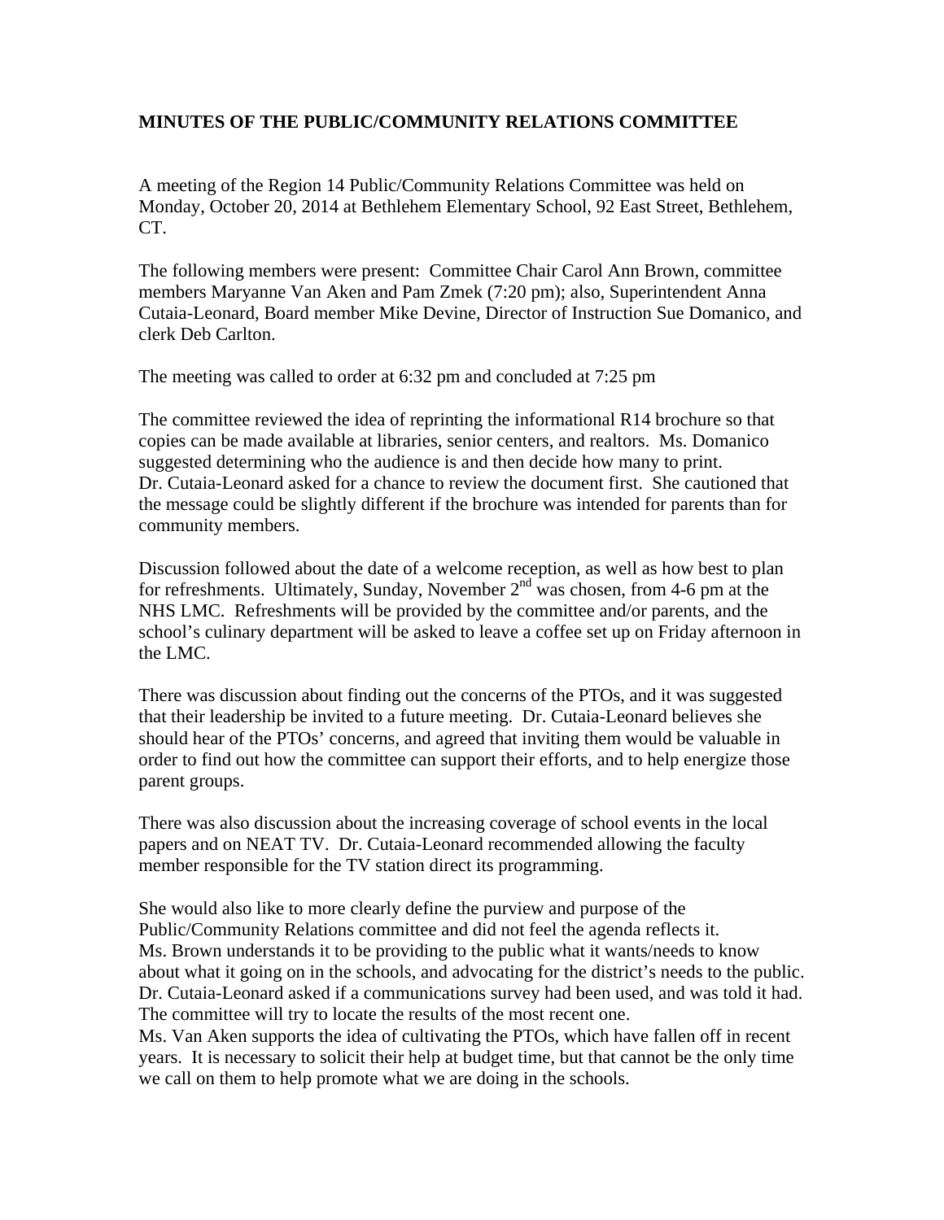# MINUTES OF THE PUBLIC/COMMUNITY RELATIONS COMMITTEE

A meeting of the Region 14 Public/Community Relations Committee was held on Monday, October 20, 2014 at Bethlehem Elementary School, 92 East Street, Bethlehem, CT.

The following members were present: Committee Chair Carol Ann Brown, committee members Maryanne Van Aken and Pam Zmek (7:20 pm); also, Superintendent Anna Cutaia-Leonard, Board member Mike Devine, Director of Instruction Sue Domanico, and clerk Deb Carlton.

The meeting was called to order at 6:32 pm and concluded at 7:25 pm

The committee reviewed the idea of reprinting the informational R14 brochure so that copies can be made available at libraries, senior centers, and realtors. Ms. Domanico suggested determining who the audience is and then decide how many to print. Dr. Cutaia-Leonard asked for a chance to review the document first. She cautioned that the message could be slightly different if the brochure was intended for parents than for community members.

Discussion followed about the date of a welcome reception, as well as how best to plan for refreshments. Ultimately, Sunday, November 2nd was chosen, from 4-6 pm at the NHS LMC. Refreshments will be provided by the committee and/or parents, and the school's culinary department will be asked to leave a coffee set up on Friday afternoon in the LMC.

There was discussion about finding out the concerns of the PTOs, and it was suggested that their leadership be invited to a future meeting. Dr. Cutaia-Leonard believes she should hear of the PTOs' concerns, and agreed that inviting them would be valuable in order to find out how the committee can support their efforts, and to help energize those parent groups.

There was also discussion about the increasing coverage of school events in the local papers and on NEAT TV. Dr. Cutaia-Leonard recommended allowing the faculty member responsible for the TV station direct its programming.

She would also like to more clearly define the purview and purpose of the Public/Community Relations committee and did not feel the agenda reflects it.
Ms. Brown understands it to be providing to the public what it wants/needs to know about what it going on in the schools, and advocating for the district's needs to the public.
Dr. Cutaia-Leonard asked if a communications survey had been used, and was told it had. The committee will try to locate the results of the most recent one.
Ms. Van Aken supports the idea of cultivating the PTOs, which have fallen off in recent years. It is necessary to solicit their help at budget time, but that cannot be the only time we call on them to help promote what we are doing in the schools.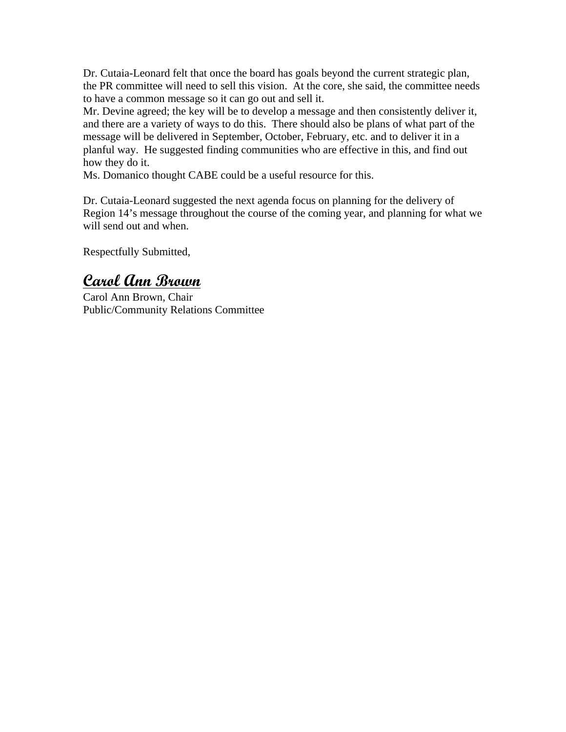Dr. Cutaia-Leonard felt that once the board has goals beyond the current strategic plan, the PR committee will need to sell this vision. At the core, she said, the committee needs to have a common message so it can go out and sell it.

Mr. Devine agreed; the key will be to develop a message and then consistently deliver it, and there are a variety of ways to do this. There should also be plans of what part of the message will be delivered in September, October, February, etc. and to deliver it in a planful way. He suggested finding communities who are effective in this, and find out how they do it.

Ms. Domanico thought CABE could be a useful resource for this.

Dr. Cutaia-Leonard suggested the next agenda focus on planning for the delivery of Region 14's message throughout the course of the coming year, and planning for what we will send out and when.

Respectfully Submitted,

**Carol Ann Brown**

Carol Ann Brown, Chair
Public/Community Relations Committee